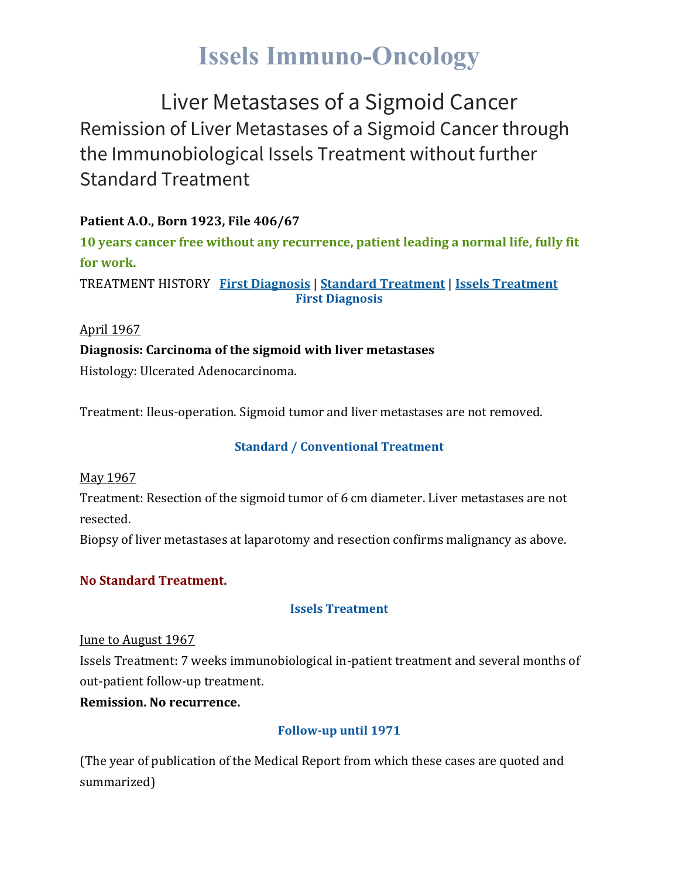# Issels Immuno-Oncology

## Liver Metastases of a Sigmoid Cancer

Remission of Liver Metastases of a Sigmoid Cancer through the Immunobiological Issels Treatment without further Standard Treatment

**Patient A.O., Born 1923, File 406/67**

**10 years cancer free without any recurrence, patient leading a normal life, fully fit for work.**

TREATMENT HISTORY **First Diagnosis** | **Standard Treatment** | **Issels Treatment**

### First Diagnosis

April 1967

**Diagnosis: Carcinoma of the sigmoid with liver metastases**

Histology: Ulcerated Adenocarcinoma.

Treatment: Ileus-operation. Sigmoid tumor and liver metastases are not removed.

### Standard / Conventional Treatment

May 1967

Treatment: Resection of the sigmoid tumor of 6 cm diameter. Liver metastases are not resected.

Biopsy of liver metastases at laparotomy and resection confirms malignancy as above.

**No Standard Treatment.**

### Issels Treatment

June to August 1967

Issels Treatment: 7 weeks immunobiological in-patient treatment and several months of out-patient follow-up treatment.

**Remission. No recurrence.**

### Follow-up until 1971

(The year of publication of the Medical Report from which these cases are quoted and summarized)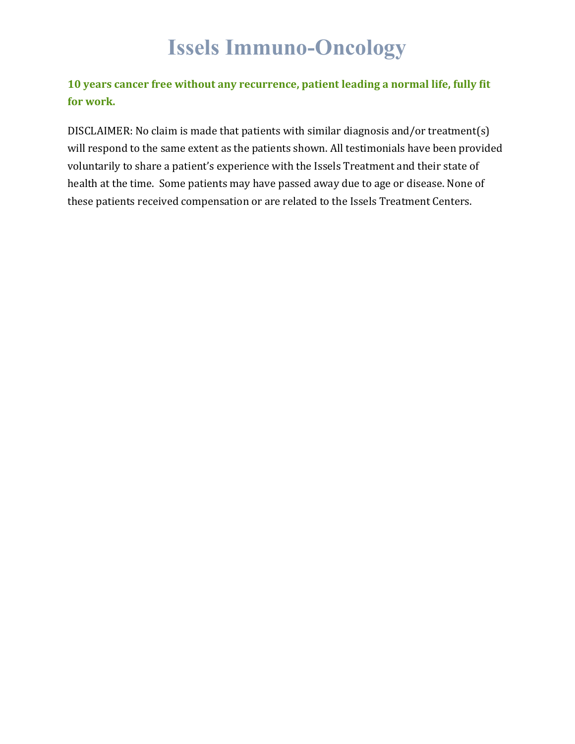# Issels Immuno-Oncology

**10 years cancer free without any recurrence, patient leading a normal life, fully fit for work.**

DISCLAIMER: No claim is made that patients with similar diagnosis and/or treatment(s) will respond to the same extent as the patients shown. All testimonials have been provided voluntarily to share a patient's experience with the Issels Treatment and their state of health at the time. Some patients may have passed away due to age or disease. None of these patients received compensation or are related to the Issels Treatment Centers.